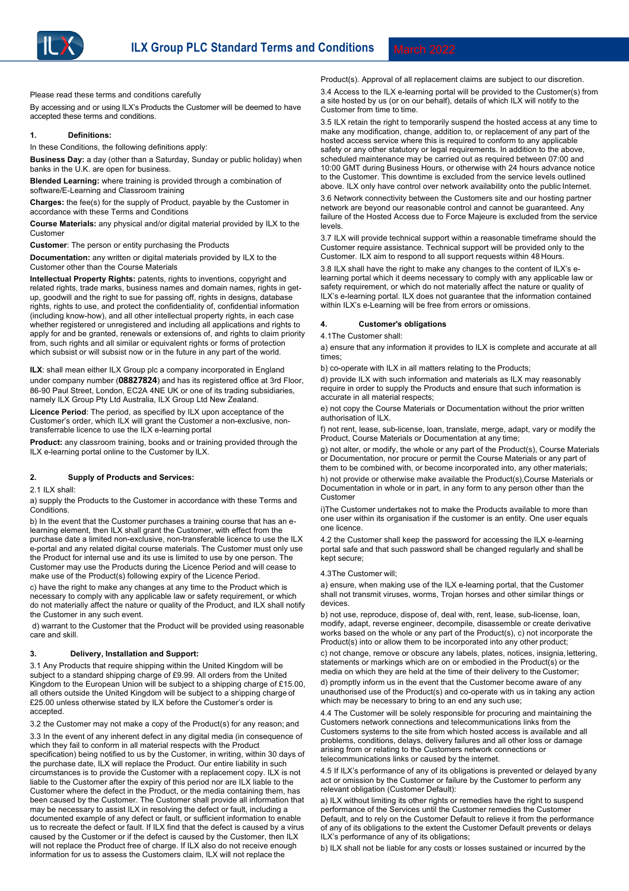# ILX Group PLC Standard Terms and Conditions

March 2022

Please read these terms and conditions carefully

By accessing and using ILX's Products the Customer will be deemed to have accepted these terms and conditions.

## 1. Definitions:

In these Conditions, the following definitions apply:

**Business Day:** a day (other than a Saturday, Sunday or public holiday) when banks in the U.K. are open for business.

**Blended Learning:** where training is provided through a combination of software/E-Learning and Classroom training

**Charges:** the fee(s) for the supply of Product, payable by the Customer in accordance with these Terms and Conditions

**Course Materials:** any physical and/or digital material provided by ILX to the Customer

**Customer**: The person or entity purchasing the Products

**Documentation:** any written or digital materials provided by ILX to the Customer other than the Course Materials

**Intellectual Property Rights:** patents, rights to inventions, copyright and related rights, trade marks, business names and domain names, rights in get-up, goodwill and the right to sue for passing off, rights in designs, database rights, rights to use, and protect the confidentiality of, confidential information (including know-how), and all other intellectual property rights, in each case whether registered or unregistered and including all applications and rights to apply for and be granted, renewals or extensions of, and rights to claim priority from, such rights and all similar or equivalent rights or forms of protection which subsist or will subsist now or in the future in any part of the world.

**ILX**: shall mean either ILX Group plc a company incorporated in England under company number (**08827824**) and has its registered office at 3rd Floor, 86-90 Paul Street, London, EC2A 4NE UK or one of its trading subsidiaries, namely ILX Group Pty Ltd Australia, ILX Group Ltd New Zealand.

**Licence Period**: The period, as specified by ILX upon acceptance of the Customer's order, which ILX will grant the Customer a non-exclusive, non-transferrable licence to use the ILX e-learning portal

**Product:** any classroom training, books and or training provided through the ILX e-learning portal online to the Customer by ILX.

## 2. Supply of Products and Services:

2.1 ILX shall:

a) supply the Products to the Customer in accordance with these Terms and Conditions.

b) In the event that the Customer purchases a training course that has an e-learning element, then ILX shall grant the Customer, with effect from the purchase date a limited non-exclusive, non-transferable licence to use the ILX e-portal and any related digital course materials. The Customer must only use the Product for internal use and its use is limited to use by one person. The Customer may use the Products during the Licence Period and will cease to make use of the Product(s) following expiry of the Licence Period.

c) have the right to make any changes at any time to the Product which is necessary to comply with any applicable law or safety requirement, or which do not materially affect the nature or quality of the Product, and ILX shall notify the Customer in any such event.

d) warrant to the Customer that the Product will be provided using reasonable care and skill.

## 3. Delivery, Installation and Support:

3.1 Any Products that require shipping within the United Kingdom will be subject to a standard shipping charge of £9.99. All orders from the United Kingdom to the European Union will be subject to a shipping charge of £15.00, all others outside the United Kingdom will be subject to a shipping charge of £25.00 unless otherwise stated by ILX before the Customer's order is accepted.

3.2 the Customer may not make a copy of the Product(s) for any reason; and

3.3 In the event of any inherent defect in any digital media (in consequence of which they fail to conform in all material respects with the Product specification) being notified to us by the Customer, in writing, within 30 days of the purchase date, ILX will replace the Product. Our entire liability in such circumstances is to provide the Customer with a replacement copy. ILX is not liable to the Customer after the expiry of this period nor are ILX liable to the Customer where the defect in the Product, or the media containing them, has been caused by the Customer. The Customer shall provide all information that may be necessary to assist ILX in resolving the defect or fault, including a documented example of any defect or fault, or sufficient information to enable us to recreate the defect or fault. If ILX find that the defect is caused by a virus caused by the Customer or if the defect is caused by the Customer, then ILX will not replace the Product free of charge. If ILX also do not receive enough information for us to assess the Customers claim, ILX will not replace the Product(s). Approval of all replacement claims are subject to our discretion.

3.4 Access to the ILX e-learning portal will be provided to the Customer(s) from a site hosted by us (or on our behalf), details of which ILX will notify to the Customer from time to time.

3.5 ILX retain the right to temporarily suspend the hosted access at any time to make any modification, change, addition to, or replacement of any part of the hosted access service where this is required to conform to any applicable safety or any other statutory or legal requirements. In addition to the above, scheduled maintenance may be carried out as required between 07:00 and 10:00 GMT during Business Hours, or otherwise with 24 hours advance notice to the Customer. This downtime is excluded from the service levels outlined above. ILX only have control over network availability onto the public Internet.

3.6 Network connectivity between the Customers site and our hosting partner network are beyond our reasonable control and cannot be guaranteed. Any failure of the Hosted Access due to Force Majeure is excluded from the service levels.

3.7 ILX will provide technical support within a reasonable timeframe should the Customer require assistance. Technical support will be provided only to the Customer. ILX aim to respond to all support requests within 48 Hours.

3.8 ILX shall have the right to make any changes to the content of ILX's e-learning portal which it deems necessary to comply with any applicable law or safety requirement, or which do not materially affect the nature or quality of ILX's e-learning portal. ILX does not guarantee that the information contained within ILX's e-Learning will be free from errors or omissions.

## 4. Customer's obligations

4.1The Customer shall:

a) ensure that any information it provides to ILX is complete and accurate at all times;

b) co-operate with ILX in all matters relating to the Products;

d) provide ILX with such information and materials as ILX may reasonably require in order to supply the Products and ensure that such information is accurate in all material respects;

e) not copy the Course Materials or Documentation without the prior written authorisation of ILX.

f) not rent, lease, sub-license, loan, translate, merge, adapt, vary or modify the Product, Course Materials or Documentation at any time;

g) not alter, or modify, the whole or any part of the Product(s), Course Materials or Documentation, nor procure or permit the Course Materials or any part of them to be combined with, or become incorporated into, any other materials;

h) not provide or otherwise make available the Product(s),Course Materials or Documentation in whole or in part, in any form to any person other than the Customer

i)The Customer undertakes not to make the Products available to more than one user within its organisation if the customer is an entity. One user equals one licence.

4.2 the Customer shall keep the password for accessing the ILX e-learning portal safe and that such password shall be changed regularly and shall be kept secure;

4.3The Customer will;

a) ensure, when making use of the ILX e-learning portal, that the Customer shall not transmit viruses, worms, Trojan horses and other similar things or devices.

b) not use, reproduce, dispose of, deal with, rent, lease, sub-license, loan, modify, adapt, reverse engineer, decompile, disassemble or create derivative works based on the whole or any part of the Product(s), c) not incorporate the Product(s) into or allow them to be incorporated into any other product;

c) not change, remove or obscure any labels, plates, notices, insignia, lettering, statements or markings which are on or embodied in the Product(s) or the media on which they are held at the time of their delivery to the Customer;

d) promptly inform us in the event that the Customer become aware of any unauthorised use of the Product(s) and co-operate with us in taking any action which may be necessary to bring to an end any such use;

4.4 The Customer will be solely responsible for procuring and maintaining the Customers network connections and telecommunications links from the Customers systems to the site from which hosted access is available and all problems, conditions, delays, delivery failures and all other loss or damage arising from or relating to the Customers network connections or telecommunications links or caused by the internet.

4.5 If ILX's performance of any of its obligations is prevented or delayed by any act or omission by the Customer or failure by the Customer to perform any relevant obligation (Customer Default):

a) ILX without limiting its other rights or remedies have the right to suspend performance of the Services until the Customer remedies the Customer Default, and to rely on the Customer Default to relieve it from the performance of any of its obligations to the extent the Customer Default prevents or delays ILX's performance of any of its obligations;

b) ILX shall not be liable for any costs or losses sustained or incurred by the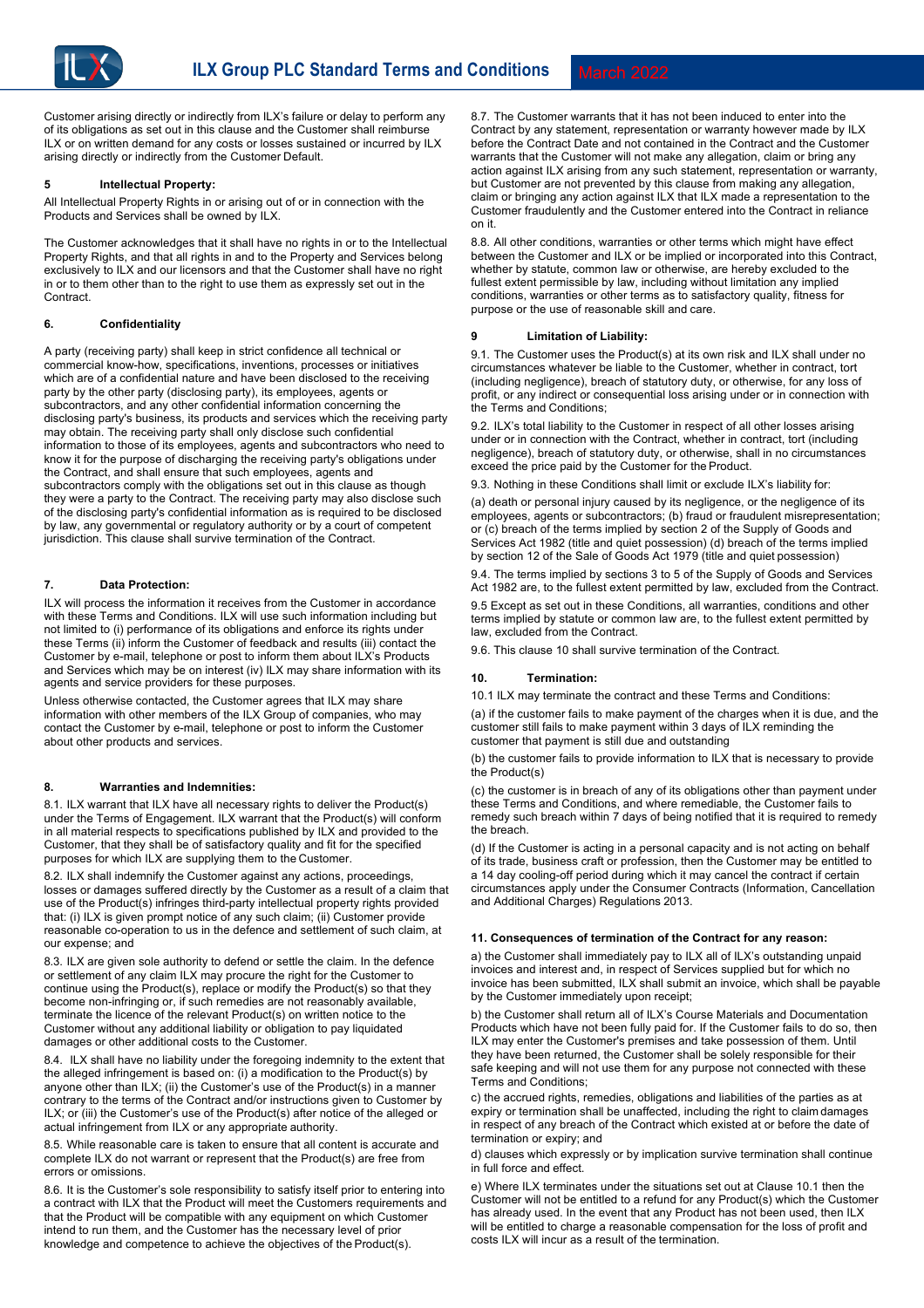Customer arising directly or indirectly from ILX's failure or delay to perform any of its obligations as set out in this clause and the Customer shall reimburse ILX or on written demand for any costs or losses sustained or incurred by ILX arising directly or indirectly from the Customer Default.

## 5 Intellectual Property:

All Intellectual Property Rights in or arising out of or in connection with the Products and Services shall be owned by ILX.

The Customer acknowledges that it shall have no rights in or to the Intellectual Property Rights, and that all rights in and to the Property and Services belong exclusively to ILX and our licensors and that the Customer shall have no right in or to them other than to the right to use them as expressly set out in the Contract.

## 6. Confidentiality

A party (receiving party) shall keep in strict confidence all technical or commercial know-how, specifications, inventions, processes or initiatives which are of a confidential nature and have been disclosed to the receiving party by the other party (disclosing party), its employees, agents or subcontractors, and any other confidential information concerning the disclosing party's business, its products and services which the receiving party may obtain. The receiving party shall only disclose such confidential information to those of its employees, agents and subcontractors who need to know it for the purpose of discharging the receiving party's obligations under the Contract, and shall ensure that such employees, agents and subcontractors comply with the obligations set out in this clause as though they were a party to the Contract. The receiving party may also disclose such of the disclosing party's confidential information as is required to be disclosed by law, any governmental or regulatory authority or by a court of competent jurisdiction. This clause shall survive termination of the Contract.

## 7. Data Protection:

ILX will process the information it receives from the Customer in accordance with these Terms and Conditions. ILX will use such information including but not limited to (i) performance of its obligations and enforce its rights under these Terms (ii) inform the Customer of feedback and results (iii) contact the Customer by e-mail, telephone or post to inform them about ILX's Products and Services which may be on interest (iv) ILX may share information with its agents and service providers for these purposes.

Unless otherwise contacted, the Customer agrees that ILX may share information with other members of the ILX Group of companies, who may contact the Customer by e-mail, telephone or post to inform the Customer about other products and services.

## 8. Warranties and Indemnities:

8.1. ILX warrant that ILX have all necessary rights to deliver the Product(s) under the Terms of Engagement. ILX warrant that the Product(s) will conform in all material respects to specifications published by ILX and provided to the Customer, that they shall be of satisfactory quality and fit for the specified purposes for which ILX are supplying them to the Customer.

8.2. ILX shall indemnify the Customer against any actions, proceedings, losses or damages suffered directly by the Customer as a result of a claim that use of the Product(s) infringes third-party intellectual property rights provided that: (i) ILX is given prompt notice of any such claim; (ii) Customer provide reasonable co-operation to us in the defence and settlement of such claim, at our expense; and

8.3. ILX are given sole authority to defend or settle the claim. In the defence or settlement of any claim ILX may procure the right for the Customer to continue using the Product(s), replace or modify the Product(s) so that they become non-infringing or, if such remedies are not reasonably available, terminate the licence of the relevant Product(s) on written notice to the Customer without any additional liability or obligation to pay liquidated damages or other additional costs to the Customer.

8.4. ILX shall have no liability under the foregoing indemnity to the extent that the alleged infringement is based on: (i) a modification to the Product(s) by anyone other than ILX; (ii) the Customer's use of the Product(s) in a manner contrary to the terms of the Contract and/or instructions given to Customer by ILX; or (iii) the Customer's use of the Product(s) after notice of the alleged or actual infringement from ILX or any appropriate authority.

8.5. While reasonable care is taken to ensure that all content is accurate and complete ILX do not warrant or represent that the Product(s) are free from errors or omissions.

8.6. It is the Customer's sole responsibility to satisfy itself prior to entering into a contract with ILX that the Product will meet the Customers requirements and that the Product will be compatible with any equipment on which Customer intend to run them, and the Customer has the necessary level of prior knowledge and competence to achieve the objectives of the Product(s).

8.7. The Customer warrants that it has not been induced to enter into the Contract by any statement, representation or warranty however made by ILX before the Contract Date and not contained in the Contract and the Customer warrants that the Customer will not make any allegation, claim or bring any action against ILX arising from any such statement, representation or warranty, but Customer are not prevented by this clause from making any allegation, claim or bringing any action against ILX that ILX made a representation to the Customer fraudulently and the Customer entered into the Contract in reliance on it.

8.8. All other conditions, warranties or other terms which might have effect between the Customer and ILX or be implied or incorporated into this Contract, whether by statute, common law or otherwise, are hereby excluded to the fullest extent permissible by law, including without limitation any implied conditions, warranties or other terms as to satisfactory quality, fitness for purpose or the use of reasonable skill and care.

## 9 Limitation of Liability:

9.1. The Customer uses the Product(s) at its own risk and ILX shall under no circumstances whatever be liable to the Customer, whether in contract, tort (including negligence), breach of statutory duty, or otherwise, for any loss of profit, or any indirect or consequential loss arising under or in connection with the Terms and Conditions;

9.2. ILX's total liability to the Customer in respect of all other losses arising under or in connection with the Contract, whether in contract, tort (including negligence), breach of statutory duty, or otherwise, shall in no circumstances exceed the price paid by the Customer for the Product.

9.3. Nothing in these Conditions shall limit or exclude ILX's liability for:

(a) death or personal injury caused by its negligence, or the negligence of its employees, agents or subcontractors; (b) fraud or fraudulent misrepresentation; or (c) breach of the terms implied by section 2 of the Supply of Goods and Services Act 1982 (title and quiet possession) (d) breach of the terms implied by section 12 of the Sale of Goods Act 1979 (title and quiet possession)

9.4. The terms implied by sections 3 to 5 of the Supply of Goods and Services Act 1982 are, to the fullest extent permitted by law, excluded from the Contract.

9.5 Except as set out in these Conditions, all warranties, conditions and other terms implied by statute or common law are, to the fullest extent permitted by law, excluded from the Contract.

9.6. This clause 10 shall survive termination of the Contract.

## 10. Termination:

10.1 ILX may terminate the contract and these Terms and Conditions:

(a) if the customer fails to make payment of the charges when it is due, and the customer still fails to make payment within 3 days of ILX reminding the customer that payment is still due and outstanding

(b) the customer fails to provide information to ILX that is necessary to provide the Product(s)

(c) the customer is in breach of any of its obligations other than payment under these Terms and Conditions, and where remediable, the Customer fails to remedy such breach within 7 days of being notified that it is required to remedy the breach.

(d) If the Customer is acting in a personal capacity and is not acting on behalf of its trade, business craft or profession, then the Customer may be entitled to a 14 day cooling-off period during which it may cancel the contract if certain circumstances apply under the Consumer Contracts (Information, Cancellation and Additional Charges) Regulations 2013.

## 11. Consequences of termination of the Contract for any reason:

a) the Customer shall immediately pay to ILX all of ILX's outstanding unpaid invoices and interest and, in respect of Services supplied but for which no invoice has been submitted, ILX shall submit an invoice, which shall be payable by the Customer immediately upon receipt;

b) the Customer shall return all of ILX's Course Materials and Documentation Products which have not been fully paid for. If the Customer fails to do so, then ILX may enter the Customer's premises and take possession of them. Until they have been returned, the Customer shall be solely responsible for their safe keeping and will not use them for any purpose not connected with these Terms and Conditions;

c) the accrued rights, remedies, obligations and liabilities of the parties as at expiry or termination shall be unaffected, including the right to claim damages in respect of any breach of the Contract which existed at or before the date of termination or expiry; and

d) clauses which expressly or by implication survive termination shall continue in full force and effect.

e) Where ILX terminates under the situations set out at Clause 10.1 then the Customer will not be entitled to a refund for any Product(s) which the Customer has already used. In the event that any Product has not been used, then ILX will be entitled to charge a reasonable compensation for the loss of profit and costs ILX will incur as a result of the termination.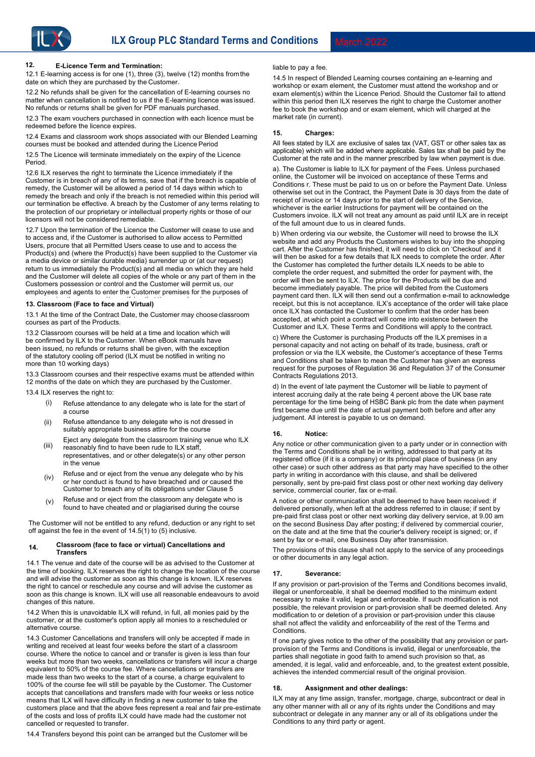## 12. E-Licence Term and Termination:

12.1 E-learning access is for one (1), three (3), twelve (12) months from the date on which they are purchased by the Customer.

12.2 No refunds shall be given for the cancellation of E-learning courses no matter when cancellation is notified to us if the E-learning licence was issued. No refunds or returns shall be given for PDF manuals purchased.

12.3 The exam vouchers purchased in connection with each licence must be redeemed before the licence expires.

12.4 Exams and classroom work shops associated with our Blended Learning courses must be booked and attended during the Licence Period

12.5 The Licence will terminate immediately on the expiry of the Licence Period.

12.6 ILX reserves the right to terminate the Licence immediately if the Customer is in breach of any of its terms, save that if the breach is capable of remedy, the Customer will be allowed a period of 14 days within which to remedy the breach and only if the breach is not remedied within this period will our termination be effective. A breach by the Customer of any terms relating to the protection of our proprietary or intellectual property rights or those of our licensors will not be considered remediable.

12.7 Upon the termination of the Licence the Customer will cease to use and to access and, if the Customer is authorised to allow access to Permitted Users, procure that all Permitted Users cease to use and to access the Product(s) and (where the Product(s) have been supplied to the Customer via a media device or similar durable media) surrender up or (at our request) return to us immediately the Product(s) and all media on which they are held and the Customer will delete all copies of the whole or any part of them in the Customers possession or control and the Customer will permit us, our employees and agents to enter the Customer premises for the purposes of

## 13. Classroom (Face to face and Virtual)

13.1 At the time of the Contract Date, the Customer may choose classroom courses as part of the Products.

13.2 Classroom courses will be held at a time and location which will be confirmed by ILX to the Customer. When eBook manuals have been issued, no refunds or returns shall be given, with the exception of the statutory cooling off period (ILX must be notified in writing no more than 10 working days)

13.3 Classroom courses and their respective exams must be attended within 12 months of the date on which they are purchased by the Customer.

13.4 ILX reserves the right to:

(i) Refuse attendance to any delegate who is late for the start of a course

(ii) Refuse attendance to any delegate who is not dressed in suitably appropriate business attire for the course

(iii) Eject any delegate from the classroom training venue who ILX reasonably find to have been rude to ILX staff, representatives, and or other delegate(s) or any other person in the venue

(iv) Refuse and or eject from the venue any delegate who by his or her conduct is found to have breached and or caused the Customer to breach any of its obligations under Clause 5

(v) Refuse and or eject from the classroom any delegate who is found to have cheated and or plagiarised during the course

The Customer will not be entitled to any refund, deduction or any right to set off against the fee in the event of 14.5(1) to (5) inclusive.

## 14. Classroom (face to face or virtual) Cancellations and Transfers

14.1 The venue and date of the course will be as advised to the Customer at the time of booking. ILX reserves the right to change the location of the course and will advise the customer as soon as this change is known. ILX reserves the right to cancel or reschedule any course and will advise the customer as soon as this change is known. ILX will use all reasonable endeavours to avoid changes of this nature.

14.2 When this is unavoidable ILX will refund, in full, all monies paid by the customer, or at the customer's option apply all monies to a rescheduled or alternative course.

14.3 Customer Cancellations and transfers will only be accepted if made in writing and received at least four weeks before the start of a classroom course. Where the notice to cancel and or transfer is given is less than four weeks but more than two weeks, cancellations or transfers will incur a charge equivalent to 50% of the course fee. Where cancellations or transfers are made less than two weeks to the start of a course, a charge equivalent to 100% of the course fee will still be payable by the Customer. The Customer accepts that cancellations and transfers made with four weeks or less notice means that ILX will have difficulty in finding a new customer to take the customers place and that the above fees represent a real and fair pre-estimate of the costs and loss of profits ILX could have made had the customer not cancelled or requested to transfer.

14.4 Transfers beyond this point can be arranged but the Customer will be liable to pay a fee.

14.5 In respect of Blended Learning courses containing an e-learning and workshop or exam element, the Customer must attend the workshop and or exam element(s) within the Licence Period. Should the Customer fail to attend within this period then ILX reserves the right to charge the Customer another fee to book the workshop and or exam element, which will charged at the market rate (in current).

## 15. Charges:

All fees stated by ILX are exclusive of sales tax (VAT, GST or other sales tax as applicable) which will be added where applicable. Sales tax shall be paid by the Customer at the rate and in the manner prescribed by law when payment is due.

a). The Customer is liable to ILX for payment of the Fees. Unless purchased online, the Customer will be invoiced on acceptance of these Terms and Conditions r. These must be paid to us on or before the Payment Date. Unless otherwise set out in the Contract, the Payment Date is 30 days from the date of receipt of invoice or 14 days prior to the start of delivery of the Service, whichever is the earlier Instructions for payment will be contained on the Customers invoice. ILX will not treat any amount as paid until ILX are in receipt of the full amount due to us in cleared funds.

b) When ordering via our website, the Customer will need to browse the ILX website and add any Products the Customers wishes to buy into the shopping cart. After the Customer has finished, it will need to click on 'Checkout' and it will then be asked for a few details that ILX needs to complete the order. After the Customer has completed the further details ILX needs to be able to complete the order request, and submitted the order for payment with, the order will then be sent to ILX. The price for the Products will be due and become immediately payable. The price will debited from the Customers payment card then. ILX will then send out a confirmation e-mail to acknowledge receipt, but this is not acceptance. ILX's acceptance of the order will take place once ILX has contacted the Customer to confirm that the order has been accepted, at which point a contract will come into existence between the Customer and ILX. These Terms and Conditions will apply to the contract.

c) Where the Customer is purchasing Products off the ILX premises in a personal capacity and not acting on behalf of its trade, business, craft or profession or via the ILX website, the Customer's acceptance of these Terms and Conditions shall be taken to mean the Customer has given an express request for the purposes of Regulation 36 and Regulation 37 of the Consumer Contracts Regulations 2013.

d) In the event of late payment the Customer will be liable to payment of interest accruing daily at the rate being 4 percent above the UK base rate percentage for the time being of HSBC Bank plc from the date when payment first became due until the date of actual payment both before and after any judgement. All interest is payable to us on demand.

## 16. Notice:

Any notice or other communication given to a party under or in connection with the Terms and Conditions shall be in writing, addressed to that party at its registered office (if it is a company) or its principal place of business (in any other case) or such other address as that party may have specified to the other party in writing in accordance with this clause, and shall be delivered personally, sent by pre-paid first class post or other next working day delivery service, commercial courier, fax or e-mail.

A notice or other communication shall be deemed to have been received: if delivered personally, when left at the address referred to in clause; if sent by pre-paid first class post or other next working day delivery service, at 9.00 am on the second Business Day after posting; if delivered by commercial courier, on the date and at the time that the courier's delivery receipt is signed; or, if sent by fax or e-mail, one Business Day after transmission.

The provisions of this clause shall not apply to the service of any proceedings or other documents in any legal action.

## 17. Severance:

If any provision or part-provision of the Terms and Conditions becomes invalid, illegal or unenforceable, it shall be deemed modified to the minimum extent necessary to make it valid, legal and enforceable. If such modification is not possible, the relevant provision or part-provision shall be deemed deleted. Any modification to or deletion of a provision or part-provision under this clause shall not affect the validity and enforceability of the rest of the Terms and Conditions.

If one party gives notice to the other of the possibility that any provision or part-provision of the Terms and Conditions is invalid, illegal or unenforceable, the parties shall negotiate in good faith to amend such provision so that, as amended, it is legal, valid and enforceable, and, to the greatest extent possible, achieves the intended commercial result of the original provision.

## 18. Assignment and other dealings:

ILX may at any time assign, transfer, mortgage, charge, subcontract or deal in any other manner with all or any of its rights under the Conditions and may subcontract or delegate in any manner any or all of its obligations under the Conditions to any third party or agent.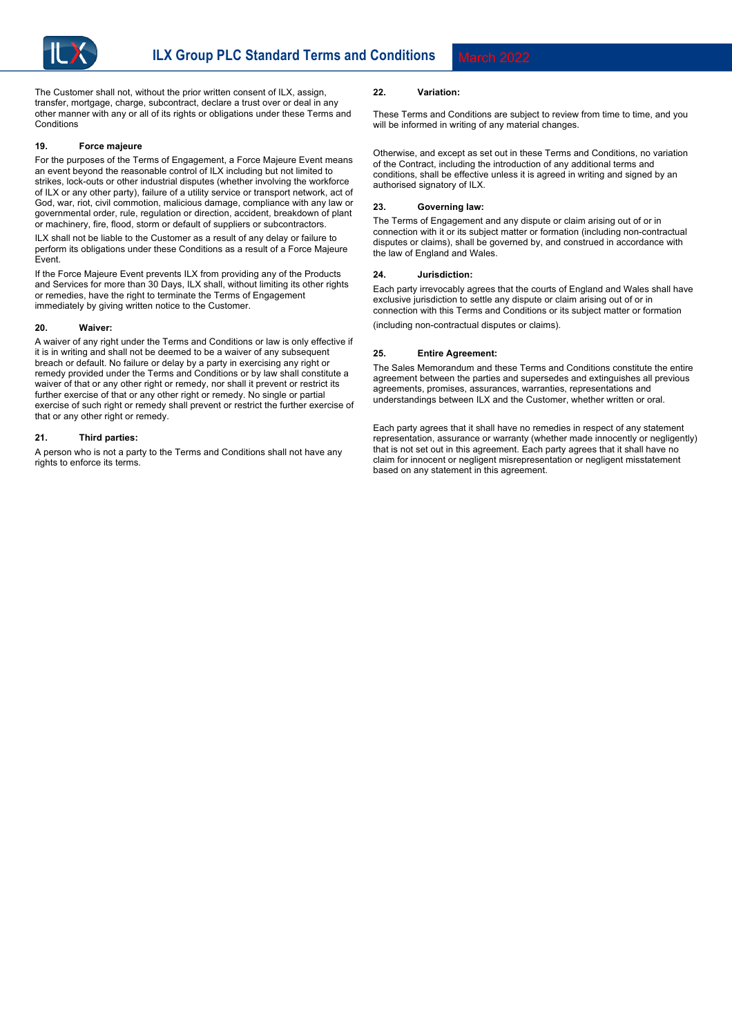The Customer shall not, without the prior written consent of ILX, assign, transfer, mortgage, charge, subcontract, declare a trust over or deal in any other manner with any or all of its rights or obligations under these Terms and Conditions

**19. Force majeure**

For the purposes of the Terms of Engagement, a Force Majeure Event means an event beyond the reasonable control of ILX including but not limited to strikes, lock-outs or other industrial disputes (whether involving the workforce of ILX or any other party), failure of a utility service or transport network, act of God, war, riot, civil commotion, malicious damage, compliance with any law or governmental order, rule, regulation or direction, accident, breakdown of plant or machinery, fire, flood, storm or default of suppliers or subcontractors.

ILX shall not be liable to the Customer as a result of any delay or failure to perform its obligations under these Conditions as a result of a Force Majeure Event.

If the Force Majeure Event prevents ILX from providing any of the Products and Services for more than 30 Days, ILX shall, without limiting its other rights or remedies, have the right to terminate the Terms of Engagement immediately by giving written notice to the Customer.

**20. Waiver:**

A waiver of any right under the Terms and Conditions or law is only effective if it is in writing and shall not be deemed to be a waiver of any subsequent breach or default. No failure or delay by a party in exercising any right or remedy provided under the Terms and Conditions or by law shall constitute a waiver of that or any other right or remedy, nor shall it prevent or restrict its further exercise of that or any other right or remedy. No single or partial exercise of such right or remedy shall prevent or restrict the further exercise of that or any other right or remedy.

**21. Third parties:**

A person who is not a party to the Terms and Conditions shall not have any rights to enforce its terms.

**22. Variation:**

These Terms and Conditions are subject to review from time to time, and you will be informed in writing of any material changes.

Otherwise, and except as set out in these Terms and Conditions, no variation of the Contract, including the introduction of any additional terms and conditions, shall be effective unless it is agreed in writing and signed by an authorised signatory of ILX.

**23. Governing law:**

The Terms of Engagement and any dispute or claim arising out of or in connection with it or its subject matter or formation (including non-contractual disputes or claims), shall be governed by, and construed in accordance with the law of England and Wales.

**24. Jurisdiction:**

Each party irrevocably agrees that the courts of England and Wales shall have exclusive jurisdiction to settle any dispute or claim arising out of or in connection with this Terms and Conditions or its subject matter or formation (including non-contractual disputes or claims).

**25. Entire Agreement:**

The Sales Memorandum and these Terms and Conditions constitute the entire agreement between the parties and supersedes and extinguishes all previous agreements, promises, assurances, warranties, representations and understandings between ILX and the Customer, whether written or oral.

Each party agrees that it shall have no remedies in respect of any statement representation, assurance or warranty (whether made innocently or negligently) that is not set out in this agreement. Each party agrees that it shall have no claim for innocent or negligent misrepresentation or negligent misstatement based on any statement in this agreement.